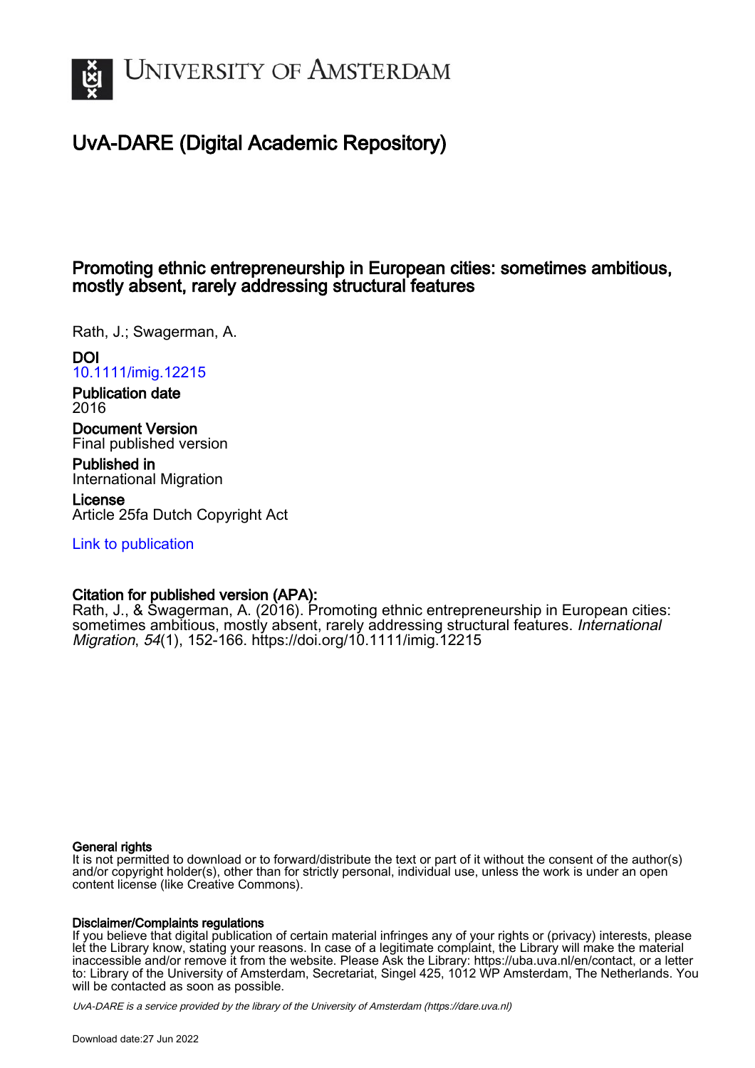# University of Amsterdam

## UvA-DARE (Digital Academic Repository)

### Promoting ethnic entrepreneurship in European cities: sometimes ambitious, mostly absent, rarely addressing structural features

Rath, J.; Swagerman, A.

**DOI**
10.1111/imig.12215

**Publication date**
2016

**Document Version**
Final published version

**Published in**
International Migration

**License**
Article 25fa Dutch Copyright Act

Link to publication

**Citation for published version (APA):**
Rath, J., & Swagerman, A. (2016). Promoting ethnic entrepreneurship in European cities: sometimes ambitious, mostly absent, rarely addressing structural features. *International Migration*, *54*(1), 152-166. https://doi.org/10.1111/imig.12215

**General rights**
It is not permitted to download or to forward/distribute the text or part of it without the consent of the author(s) and/or copyright holder(s), other than for strictly personal, individual use, unless the work is under an open content license (like Creative Commons).

**Disclaimer/Complaints regulations**
If you believe that digital publication of certain material infringes any of your rights or (privacy) interests, please let the Library know, stating your reasons. In case of a legitimate complaint, the Library will make the material inaccessible and/or remove it from the website. Please Ask the Library: https://uba.uva.nl/en/contact, or a letter to: Library of the University of Amsterdam, Secretariat, Singel 425, 1012 WP Amsterdam, The Netherlands. You will be contacted as soon as possible.

*UvA-DARE is a service provided by the library of the University of Amsterdam (https://dare.uva.nl)*

Download date:27 Jun 2022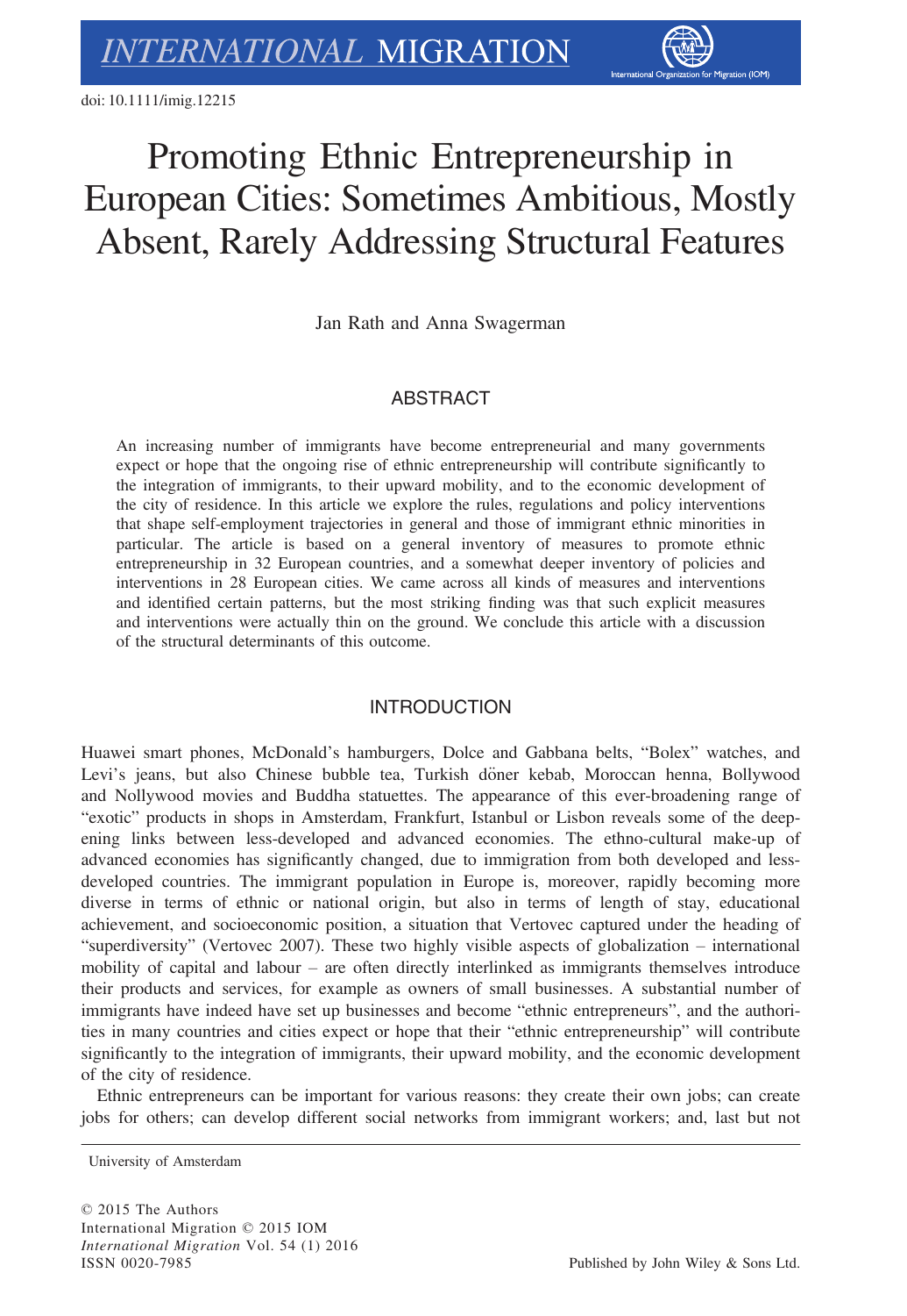doi: 10.1111/imig.12215

# Promoting Ethnic Entrepreneurship in European Cities: Sometimes Ambitious, Mostly Absent, Rarely Addressing Structural Features

Jan Rath and Anna Swagerman

## ABSTRACT

An increasing number of immigrants have become entrepreneurial and many governments expect or hope that the ongoing rise of ethnic entrepreneurship will contribute significantly to the integration of immigrants, to their upward mobility, and to the economic development of the city of residence. In this article we explore the rules, regulations and policy interventions that shape self-employment trajectories in general and those of immigrant ethnic minorities in particular. The article is based on a general inventory of measures to promote ethnic entrepreneurship in 32 European countries, and a somewhat deeper inventory of policies and interventions in 28 European cities. We came across all kinds of measures and interventions and identified certain patterns, but the most striking finding was that such explicit measures and interventions were actually thin on the ground. We conclude this article with a discussion of the structural determinants of this outcome.

## INTRODUCTION

Huawei smart phones, McDonald's hamburgers, Dolce and Gabbana belts, "Bolex" watches, and Levi's jeans, but also Chinese bubble tea, Turkish döner kebab, Moroccan henna, Bollywood and Nollywood movies and Buddha statuettes. The appearance of this ever-broadening range of "exotic" products in shops in Amsterdam, Frankfurt, Istanbul or Lisbon reveals some of the deepening links between less-developed and advanced economies. The ethno-cultural make-up of advanced economies has significantly changed, due to immigration from both developed and less-developed countries. The immigrant population in Europe is, moreover, rapidly becoming more diverse in terms of ethnic or national origin, but also in terms of length of stay, educational achievement, and socioeconomic position, a situation that Vertovec captured under the heading of "superdiversity" (Vertovec 2007). These two highly visible aspects of globalization – international mobility of capital and labour – are often directly interlinked as immigrants themselves introduce their products and services, for example as owners of small businesses. A substantial number of immigrants have indeed have set up businesses and become "ethnic entrepreneurs", and the authorities in many countries and cities expect or hope that their "ethnic entrepreneurship" will contribute significantly to the integration of immigrants, their upward mobility, and the economic development of the city of residence.

Ethnic entrepreneurs can be important for various reasons: they create their own jobs; can create jobs for others; can develop different social networks from immigrant workers; and, last but not

University of Amsterdam

© 2015 The Authors
International Migration © 2015 IOM
*International Migration* Vol. 54 (1) 2016
ISSN 0020-7985

Published by John Wiley & Sons Ltd.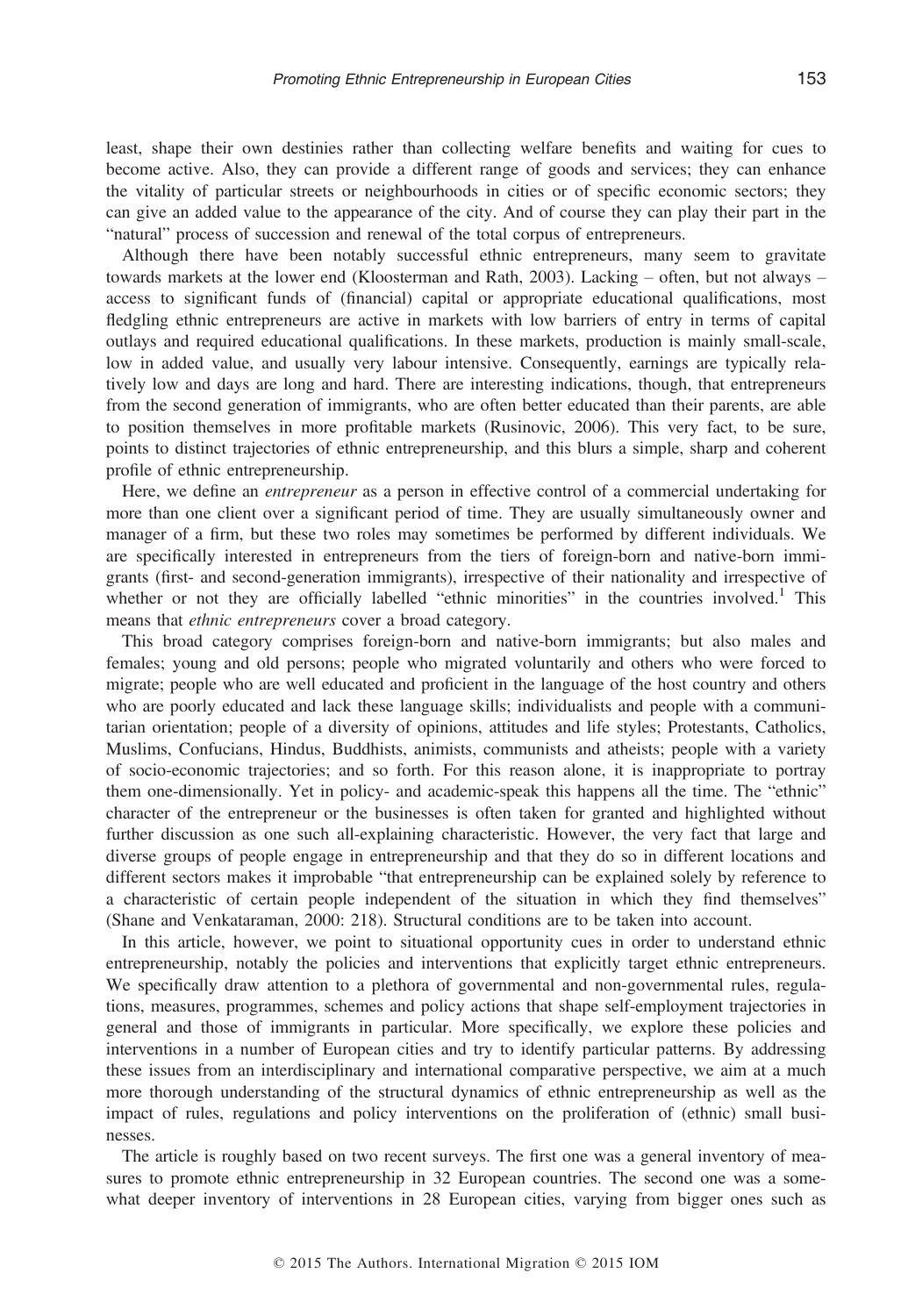least, shape their own destinies rather than collecting welfare benefits and waiting for cues to become active. Also, they can provide a different range of goods and services; they can enhance the vitality of particular streets or neighbourhoods in cities or of specific economic sectors; they can give an added value to the appearance of the city. And of course they can play their part in the "natural" process of succession and renewal of the total corpus of entrepreneurs.

Although there have been notably successful ethnic entrepreneurs, many seem to gravitate towards markets at the lower end (Kloosterman and Rath, 2003). Lacking – often, but not always – access to significant funds of (financial) capital or appropriate educational qualifications, most fledgling ethnic entrepreneurs are active in markets with low barriers of entry in terms of capital outlays and required educational qualifications. In these markets, production is mainly small-scale, low in added value, and usually very labour intensive. Consequently, earnings are typically relatively low and days are long and hard. There are interesting indications, though, that entrepreneurs from the second generation of immigrants, who are often better educated than their parents, are able to position themselves in more profitable markets (Rusinovic, 2006). This very fact, to be sure, points to distinct trajectories of ethnic entrepreneurship, and this blurs a simple, sharp and coherent profile of ethnic entrepreneurship.

Here, we define an *entrepreneur* as a person in effective control of a commercial undertaking for more than one client over a significant period of time. They are usually simultaneously owner and manager of a firm, but these two roles may sometimes be performed by different individuals. We are specifically interested in entrepreneurs from the tiers of foreign-born and native-born immigrants (first- and second-generation immigrants), irrespective of their nationality and irrespective of whether or not they are officially labelled "ethnic minorities" in the countries involved.[1] This means that *ethnic entrepreneurs* cover a broad category.

This broad category comprises foreign-born and native-born immigrants; but also males and females; young and old persons; people who migrated voluntarily and others who were forced to migrate; people who are well educated and proficient in the language of the host country and others who are poorly educated and lack these language skills; individualists and people with a communitarian orientation; people of a diversity of opinions, attitudes and life styles; Protestants, Catholics, Muslims, Confucians, Hindus, Buddhists, animists, communists and atheists; people with a variety of socio-economic trajectories; and so forth. For this reason alone, it is inappropriate to portray them one-dimensionally. Yet in policy- and academic-speak this happens all the time. The "ethnic" character of the entrepreneur or the businesses is often taken for granted and highlighted without further discussion as one such all-explaining characteristic. However, the very fact that large and diverse groups of people engage in entrepreneurship and that they do so in different locations and different sectors makes it improbable "that entrepreneurship can be explained solely by reference to a characteristic of certain people independent of the situation in which they find themselves" (Shane and Venkataraman, 2000: 218). Structural conditions are to be taken into account.

In this article, however, we point to situational opportunity cues in order to understand ethnic entrepreneurship, notably the policies and interventions that explicitly target ethnic entrepreneurs. We specifically draw attention to a plethora of governmental and non-governmental rules, regulations, measures, programmes, schemes and policy actions that shape self-employment trajectories in general and those of immigrants in particular. More specifically, we explore these policies and interventions in a number of European cities and try to identify particular patterns. By addressing these issues from an interdisciplinary and international comparative perspective, we aim at a much more thorough understanding of the structural dynamics of ethnic entrepreneurship as well as the impact of rules, regulations and policy interventions on the proliferation of (ethnic) small businesses.

The article is roughly based on two recent surveys. The first one was a general inventory of measures to promote ethnic entrepreneurship in 32 European countries. The second one was a somewhat deeper inventory of interventions in 28 European cities, varying from bigger ones such as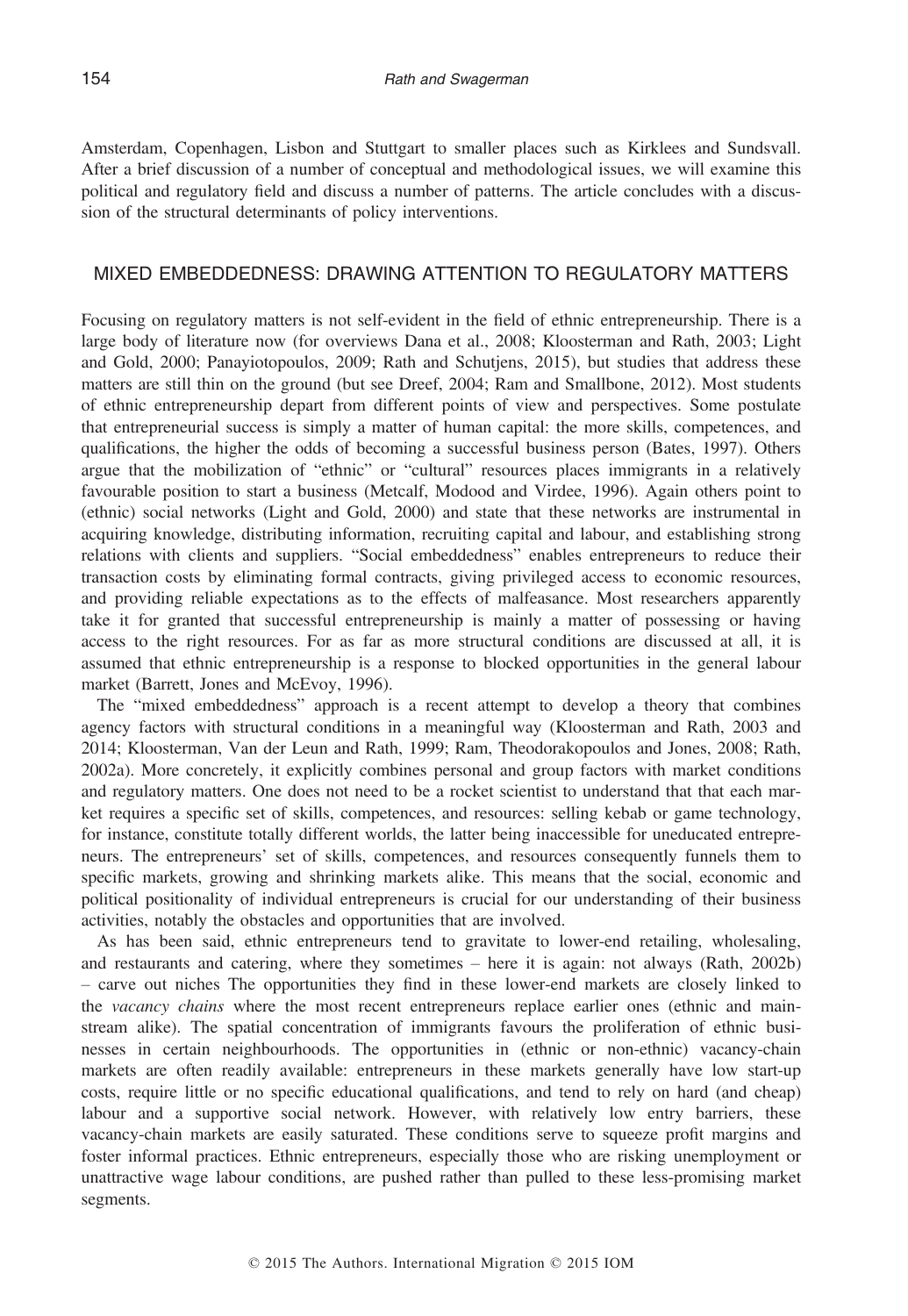Amsterdam, Copenhagen, Lisbon and Stuttgart to smaller places such as Kirklees and Sundsvall. After a brief discussion of a number of conceptual and methodological issues, we will examine this political and regulatory field and discuss a number of patterns. The article concludes with a discussion of the structural determinants of policy interventions.

## MIXED EMBEDDEDNESS: DRAWING ATTENTION TO REGULATORY MATTERS

Focusing on regulatory matters is not self-evident in the field of ethnic entrepreneurship. There is a large body of literature now (for overviews Dana et al., 2008; Kloosterman and Rath, 2003; Light and Gold, 2000; Panayiotopoulos, 2009; Rath and Schutjens, 2015), but studies that address these matters are still thin on the ground (but see Dreef, 2004; Ram and Smallbone, 2012). Most students of ethnic entrepreneurship depart from different points of view and perspectives. Some postulate that entrepreneurial success is simply a matter of human capital: the more skills, competences, and qualifications, the higher the odds of becoming a successful business person (Bates, 1997). Others argue that the mobilization of "ethnic" or "cultural" resources places immigrants in a relatively favourable position to start a business (Metcalf, Modood and Virdee, 1996). Again others point to (ethnic) social networks (Light and Gold, 2000) and state that these networks are instrumental in acquiring knowledge, distributing information, recruiting capital and labour, and establishing strong relations with clients and suppliers. "Social embeddedness" enables entrepreneurs to reduce their transaction costs by eliminating formal contracts, giving privileged access to economic resources, and providing reliable expectations as to the effects of malfeasance. Most researchers apparently take it for granted that successful entrepreneurship is mainly a matter of possessing or having access to the right resources. For as far as more structural conditions are discussed at all, it is assumed that ethnic entrepreneurship is a response to blocked opportunities in the general labour market (Barrett, Jones and McEvoy, 1996).

The "mixed embeddedness" approach is a recent attempt to develop a theory that combines agency factors with structural conditions in a meaningful way (Kloosterman and Rath, 2003 and 2014; Kloosterman, Van der Leun and Rath, 1999; Ram, Theodorakopoulos and Jones, 2008; Rath, 2002a). More concretely, it explicitly combines personal and group factors with market conditions and regulatory matters. One does not need to be a rocket scientist to understand that that each market requires a specific set of skills, competences, and resources: selling kebab or game technology, for instance, constitute totally different worlds, the latter being inaccessible for uneducated entrepreneurs. The entrepreneurs' set of skills, competences, and resources consequently funnels them to specific markets, growing and shrinking markets alike. This means that the social, economic and political positionality of individual entrepreneurs is crucial for our understanding of their business activities, notably the obstacles and opportunities that are involved.

As has been said, ethnic entrepreneurs tend to gravitate to lower-end retailing, wholesaling, and restaurants and catering, where they sometimes – here it is again: not always (Rath, 2002b) – carve out niches The opportunities they find in these lower-end markets are closely linked to the *vacancy chains* where the most recent entrepreneurs replace earlier ones (ethnic and mainstream alike). The spatial concentration of immigrants favours the proliferation of ethnic businesses in certain neighbourhoods. The opportunities in (ethnic or non-ethnic) vacancy-chain markets are often readily available: entrepreneurs in these markets generally have low start-up costs, require little or no specific educational qualifications, and tend to rely on hard (and cheap) labour and a supportive social network. However, with relatively low entry barriers, these vacancy-chain markets are easily saturated. These conditions serve to squeeze profit margins and foster informal practices. Ethnic entrepreneurs, especially those who are risking unemployment or unattractive wage labour conditions, are pushed rather than pulled to these less-promising market segments.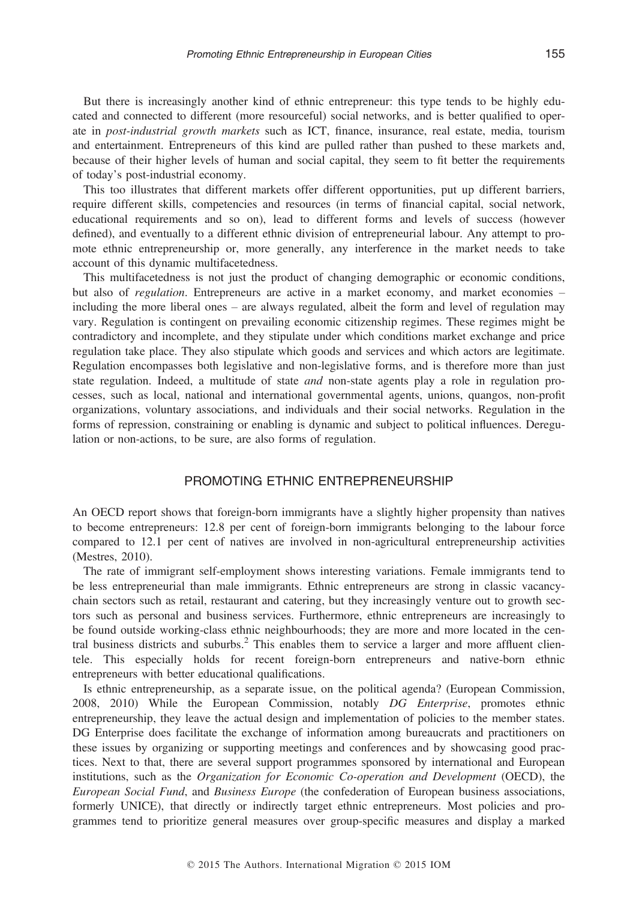But there is increasingly another kind of ethnic entrepreneur: this type tends to be highly educated and connected to different (more resourceful) social networks, and is better qualified to operate in *post-industrial growth markets* such as ICT, finance, insurance, real estate, media, tourism and entertainment. Entrepreneurs of this kind are pulled rather than pushed to these markets and, because of their higher levels of human and social capital, they seem to fit better the requirements of today's post-industrial economy.

This too illustrates that different markets offer different opportunities, put up different barriers, require different skills, competencies and resources (in terms of financial capital, social network, educational requirements and so on), lead to different forms and levels of success (however defined), and eventually to a different ethnic division of entrepreneurial labour. Any attempt to promote ethnic entrepreneurship or, more generally, any interference in the market needs to take account of this dynamic multifacetedness.

This multifacetedness is not just the product of changing demographic or economic conditions, but also of *regulation*. Entrepreneurs are active in a market economy, and market economies – including the more liberal ones – are always regulated, albeit the form and level of regulation may vary. Regulation is contingent on prevailing economic citizenship regimes. These regimes might be contradictory and incomplete, and they stipulate under which conditions market exchange and price regulation take place. They also stipulate which goods and services and which actors are legitimate. Regulation encompasses both legislative and non-legislative forms, and is therefore more than just state regulation. Indeed, a multitude of state *and* non-state agents play a role in regulation processes, such as local, national and international governmental agents, unions, quangos, non-profit organizations, voluntary associations, and individuals and their social networks. Regulation in the forms of repression, constraining or enabling is dynamic and subject to political influences. Deregulation or non-actions, to be sure, are also forms of regulation.

## PROMOTING ETHNIC ENTREPRENEURSHIP

An OECD report shows that foreign-born immigrants have a slightly higher propensity than natives to become entrepreneurs: 12.8 per cent of foreign-born immigrants belonging to the labour force compared to 12.1 per cent of natives are involved in non-agricultural entrepreneurship activities (Mestres, 2010).

The rate of immigrant self-employment shows interesting variations. Female immigrants tend to be less entrepreneurial than male immigrants. Ethnic entrepreneurs are strong in classic vacancy-chain sectors such as retail, restaurant and catering, but they increasingly venture out to growth sectors such as personal and business services. Furthermore, ethnic entrepreneurs are increasingly to be found outside working-class ethnic neighbourhoods; they are more and more located in the central business districts and suburbs.[2] This enables them to service a larger and more affluent clientele. This especially holds for recent foreign-born entrepreneurs and native-born ethnic entrepreneurs with better educational qualifications.

Is ethnic entrepreneurship, as a separate issue, on the political agenda? (European Commission, 2008, 2010) While the European Commission, notably *DG Enterprise*, promotes ethnic entrepreneurship, they leave the actual design and implementation of policies to the member states. DG Enterprise does facilitate the exchange of information among bureaucrats and practitioners on these issues by organizing or supporting meetings and conferences and by showcasing good practices. Next to that, there are several support programmes sponsored by international and European institutions, such as the *Organization for Economic Co-operation and Development* (OECD), the *European Social Fund*, and *Business Europe* (the confederation of European business associations, formerly UNICE), that directly or indirectly target ethnic entrepreneurs. Most policies and programmes tend to prioritize general measures over group-specific measures and display a marked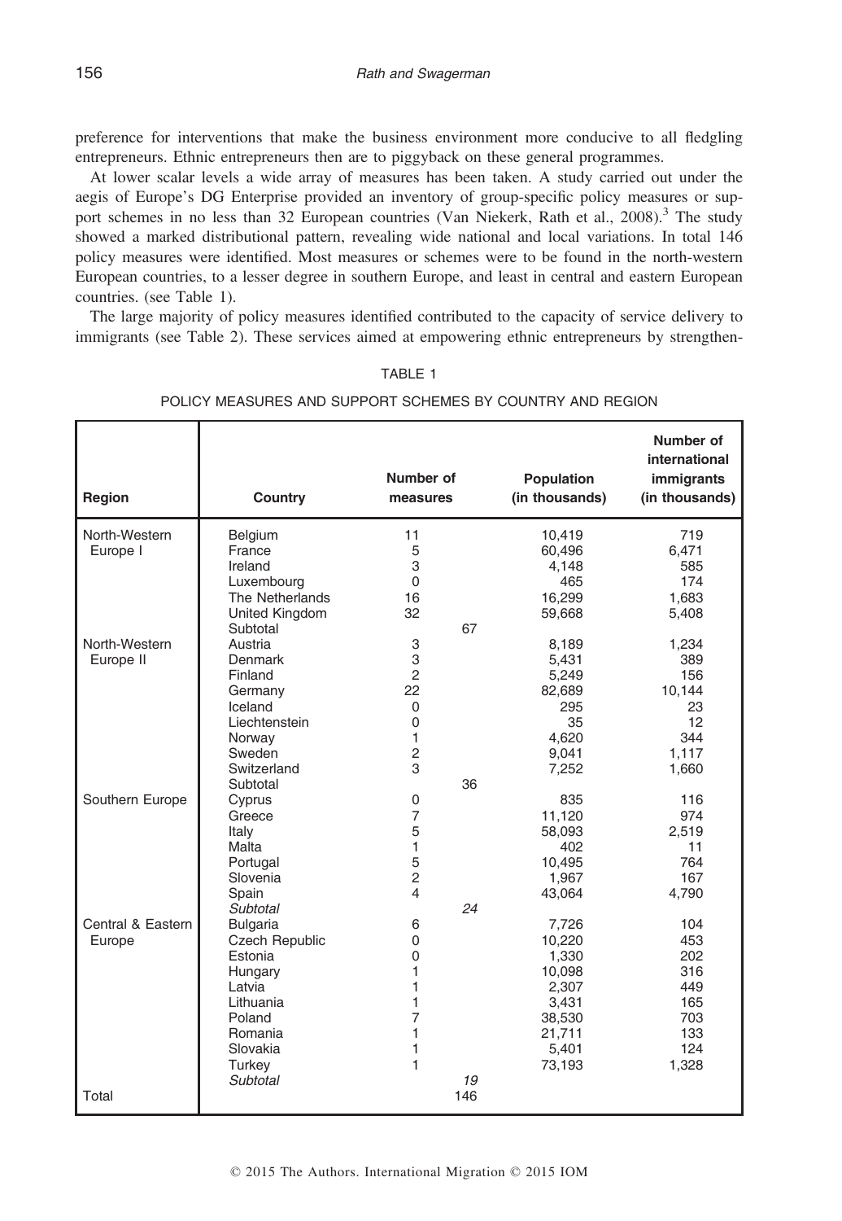preference for interventions that make the business environment more conducive to all fledgling entrepreneurs. Ethnic entrepreneurs then are to piggyback on these general programmes.

At lower scalar levels a wide array of measures has been taken. A study carried out under the aegis of Europe's DG Enterprise provided an inventory of group-specific policy measures or support schemes in no less than 32 European countries (Van Niekerk, Rath et al., 2008).[3] The study showed a marked distributional pattern, revealing wide national and local variations. In total 146 policy measures were identified. Most measures or schemes were to be found in the north-western European countries, to a lesser degree in southern Europe, and least in central and eastern European countries. (see Table 1).

The large majority of policy measures identified contributed to the capacity of service delivery to immigrants (see Table 2). These services aimed at empowering ethnic entrepreneurs by strengthen-

TABLE 1

POLICY MEASURES AND SUPPORT SCHEMES BY COUNTRY AND REGION

| Region | Country | Number of measures | Population (in thousands) | Number of international immigrants (in thousands) |
|---|---|---|---|---|
| North-Western Europe I | Belgium | 11 | 10,419 | 719 |
| | France | 5 | 60,496 | 6,471 |
| | Ireland | 3 | 4,148 | 585 |
| | Luxembourg | 0 | 465 | 174 |
| | The Netherlands | 16 | 16,299 | 1,683 |
| | United Kingdom | 32 | 59,668 | 5,408 |
| | Subtotal | 67 | | |
| North-Western Europe II | Austria | 3 | 8,189 | 1,234 |
| | Denmark | 3 | 5,431 | 389 |
| | Finland | 2 | 5,249 | 156 |
| | Germany | 22 | 82,689 | 10,144 |
| | Iceland | 0 | 295 | 23 |
| | Liechtenstein | 0 | 35 | 12 |
| | Norway | 1 | 4,620 | 344 |
| | Sweden | 2 | 9,041 | 1,117 |
| | Switzerland | 3 | 7,252 | 1,660 |
| | Subtotal | 36 | | |
| Southern Europe | Cyprus | 0 | 835 | 116 |
| | Greece | 7 | 11,120 | 974 |
| | Italy | 5 | 58,093 | 2,519 |
| | Malta | 1 | 402 | 11 |
| | Portugal | 5 | 10,495 | 764 |
| | Slovenia | 2 | 1,967 | 167 |
| | Spain | 4 | 43,064 | 4,790 |
| | *Subtotal* | *24* | | |
| Central & Eastern Europe | Bulgaria | 6 | 7,726 | 104 |
| | Czech Republic | 0 | 10,220 | 453 |
| | Estonia | 0 | 1,330 | 202 |
| | Hungary | 1 | 10,098 | 316 |
| | Latvia | 1 | 2,307 | 449 |
| | Lithuania | 1 | 3,431 | 165 |
| | Poland | 7 | 38,530 | 703 |
| | Romania | 1 | 21,711 | 133 |
| | Slovakia | 1 | 5,401 | 124 |
| | Turkey | 1 | 73,193 | 1,328 |
| | *Subtotal* | *19* | | |
| Total | | 146 | | |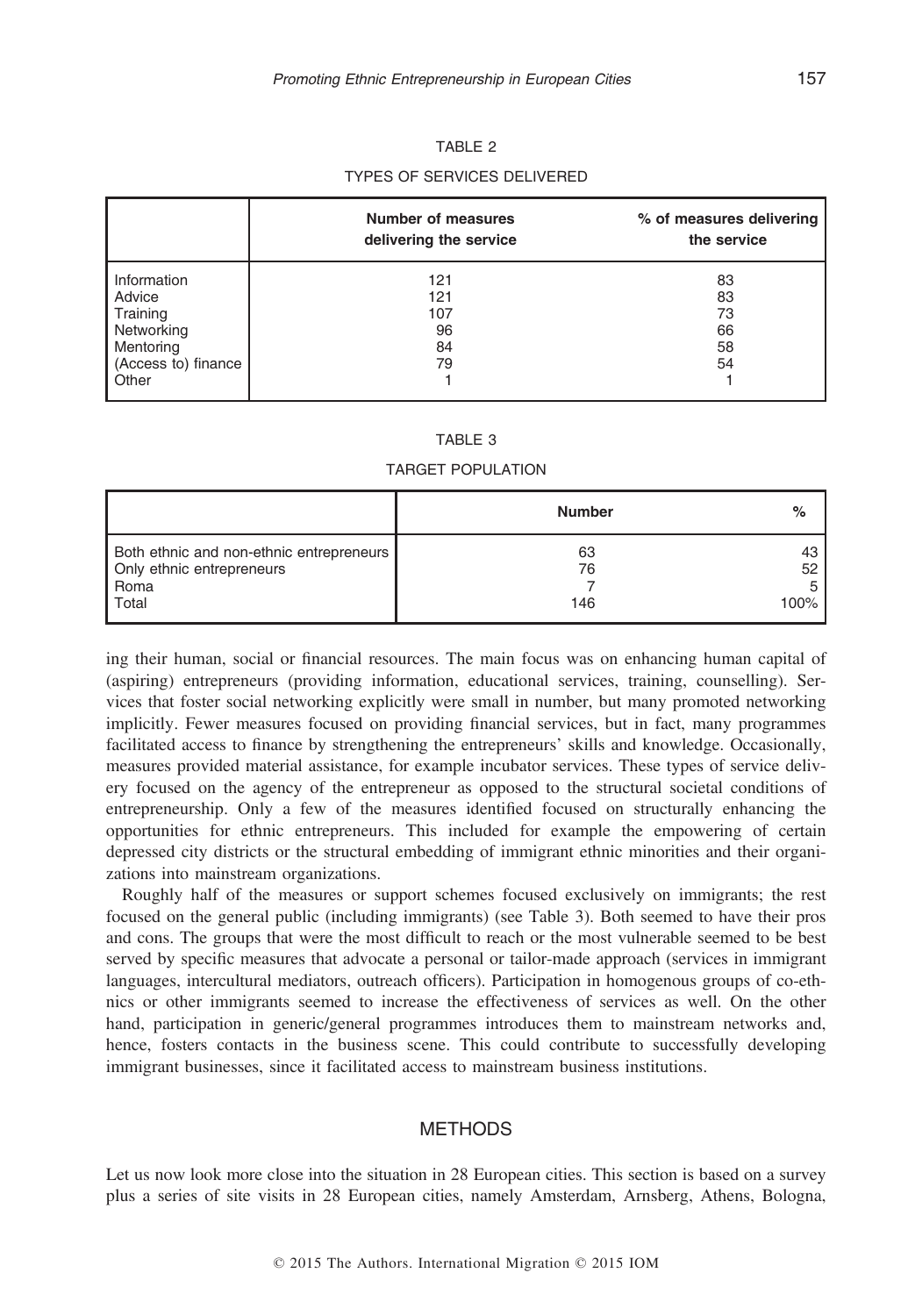TABLE 2

TYPES OF SERVICES DELIVERED

| | Number of measures delivering the service | % of measures delivering the service |
|---|---|---|
| Information | 121 | 83 |
| Advice | 121 | 83 |
| Training | 107 | 73 |
| Networking | 96 | 66 |
| Mentoring | 84 | 58 |
| (Access to) finance | 79 | 54 |
| Other | 1 | 1 |

TABLE 3

TARGET POPULATION

| | Number | % |
|---|---|---|
| Both ethnic and non-ethnic entrepreneurs | 63 | 43 |
| Only ethnic entrepreneurs | 76 | 52 |
| Roma | 7 | 5 |
| Total | 146 | 100% |

ing their human, social or financial resources. The main focus was on enhancing human capital of (aspiring) entrepreneurs (providing information, educational services, training, counselling). Services that foster social networking explicitly were small in number, but many promoted networking implicitly. Fewer measures focused on providing financial services, but in fact, many programmes facilitated access to finance by strengthening the entrepreneurs' skills and knowledge. Occasionally, measures provided material assistance, for example incubator services. These types of service delivery focused on the agency of the entrepreneur as opposed to the structural societal conditions of entrepreneurship. Only a few of the measures identified focused on structurally enhancing the opportunities for ethnic entrepreneurs. This included for example the empowering of certain depressed city districts or the structural embedding of immigrant ethnic minorities and their organizations into mainstream organizations.

Roughly half of the measures or support schemes focused exclusively on immigrants; the rest focused on the general public (including immigrants) (see Table 3). Both seemed to have their pros and cons. The groups that were the most difficult to reach or the most vulnerable seemed to be best served by specific measures that advocate a personal or tailor-made approach (services in immigrant languages, intercultural mediators, outreach officers). Participation in homogenous groups of co-ethnics or other immigrants seemed to increase the effectiveness of services as well. On the other hand, participation in generic/general programmes introduces them to mainstream networks and, hence, fosters contacts in the business scene. This could contribute to successfully developing immigrant businesses, since it facilitated access to mainstream business institutions.

## METHODS

Let us now look more close into the situation in 28 European cities. This section is based on a survey plus a series of site visits in 28 European cities, namely Amsterdam, Arnsberg, Athens, Bologna,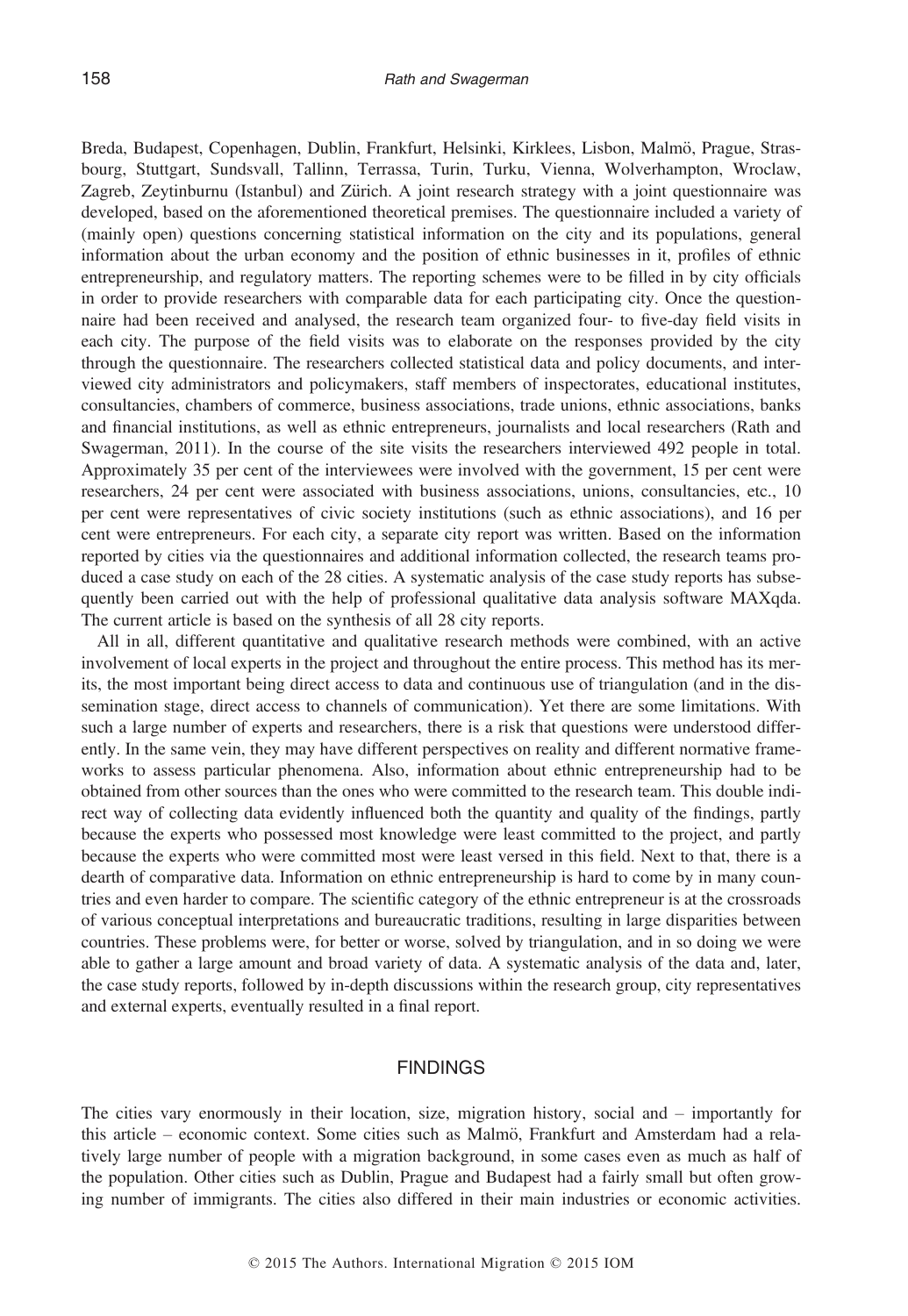Breda, Budapest, Copenhagen, Dublin, Frankfurt, Helsinki, Kirklees, Lisbon, Malmö, Prague, Strasbourg, Stuttgart, Sundsvall, Tallinn, Terrassa, Turin, Turku, Vienna, Wolverhampton, Wroclaw, Zagreb, Zeytinburnu (Istanbul) and Zürich. A joint research strategy with a joint questionnaire was developed, based on the aforementioned theoretical premises. The questionnaire included a variety of (mainly open) questions concerning statistical information on the city and its populations, general information about the urban economy and the position of ethnic businesses in it, profiles of ethnic entrepreneurship, and regulatory matters. The reporting schemes were to be filled in by city officials in order to provide researchers with comparable data for each participating city. Once the questionnaire had been received and analysed, the research team organized four- to five-day field visits in each city. The purpose of the field visits was to elaborate on the responses provided by the city through the questionnaire. The researchers collected statistical data and policy documents, and interviewed city administrators and policymakers, staff members of inspectorates, educational institutes, consultancies, chambers of commerce, business associations, trade unions, ethnic associations, banks and financial institutions, as well as ethnic entrepreneurs, journalists and local researchers (Rath and Swagerman, 2011). In the course of the site visits the researchers interviewed 492 people in total. Approximately 35 per cent of the interviewees were involved with the government, 15 per cent were researchers, 24 per cent were associated with business associations, unions, consultancies, etc., 10 per cent were representatives of civic society institutions (such as ethnic associations), and 16 per cent were entrepreneurs. For each city, a separate city report was written. Based on the information reported by cities via the questionnaires and additional information collected, the research teams produced a case study on each of the 28 cities. A systematic analysis of the case study reports has subsequently been carried out with the help of professional qualitative data analysis software MAXqda. The current article is based on the synthesis of all 28 city reports.

All in all, different quantitative and qualitative research methods were combined, with an active involvement of local experts in the project and throughout the entire process. This method has its merits, the most important being direct access to data and continuous use of triangulation (and in the dissemination stage, direct access to channels of communication). Yet there are some limitations. With such a large number of experts and researchers, there is a risk that questions were understood differently. In the same vein, they may have different perspectives on reality and different normative frameworks to assess particular phenomena. Also, information about ethnic entrepreneurship had to be obtained from other sources than the ones who were committed to the research team. This double indirect way of collecting data evidently influenced both the quantity and quality of the findings, partly because the experts who possessed most knowledge were least committed to the project, and partly because the experts who were committed most were least versed in this field. Next to that, there is a dearth of comparative data. Information on ethnic entrepreneurship is hard to come by in many countries and even harder to compare. The scientific category of the ethnic entrepreneur is at the crossroads of various conceptual interpretations and bureaucratic traditions, resulting in large disparities between countries. These problems were, for better or worse, solved by triangulation, and in so doing we were able to gather a large amount and broad variety of data. A systematic analysis of the data and, later, the case study reports, followed by in-depth discussions within the research group, city representatives and external experts, eventually resulted in a final report.

## FINDINGS

The cities vary enormously in their location, size, migration history, social and – importantly for this article – economic context. Some cities such as Malmö, Frankfurt and Amsterdam had a relatively large number of people with a migration background, in some cases even as much as half of the population. Other cities such as Dublin, Prague and Budapest had a fairly small but often growing number of immigrants. The cities also differed in their main industries or economic activities.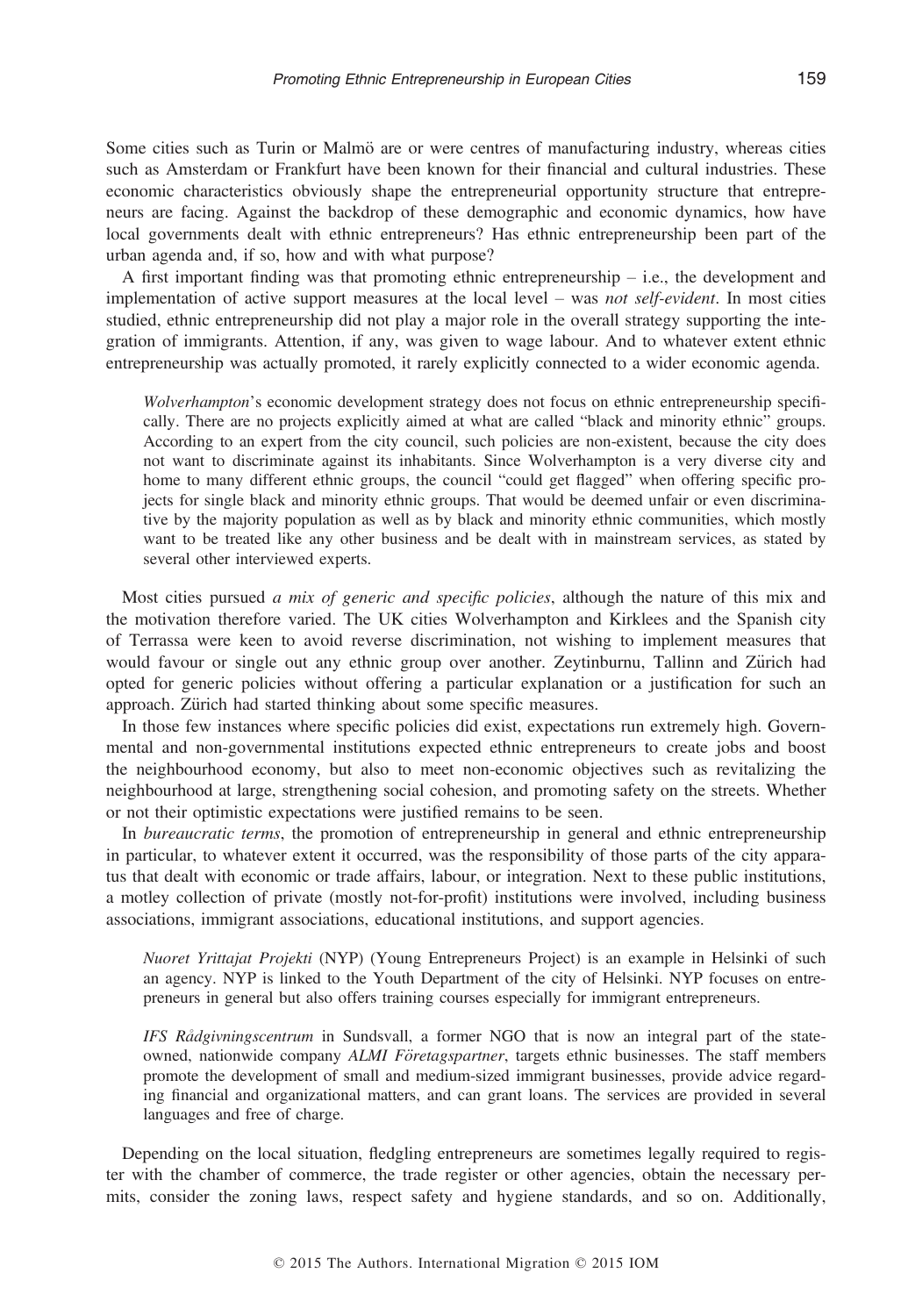Some cities such as Turin or Malmö are or were centres of manufacturing industry, whereas cities such as Amsterdam or Frankfurt have been known for their financial and cultural industries. These economic characteristics obviously shape the entrepreneurial opportunity structure that entrepreneurs are facing. Against the backdrop of these demographic and economic dynamics, how have local governments dealt with ethnic entrepreneurs? Has ethnic entrepreneurship been part of the urban agenda and, if so, how and with what purpose?

A first important finding was that promoting ethnic entrepreneurship – i.e., the development and implementation of active support measures at the local level – was *not self-evident*. In most cities studied, ethnic entrepreneurship did not play a major role in the overall strategy supporting the integration of immigrants. Attention, if any, was given to wage labour. And to whatever extent ethnic entrepreneurship was actually promoted, it rarely explicitly connected to a wider economic agenda.

> *Wolverhampton*'s economic development strategy does not focus on ethnic entrepreneurship specifically. There are no projects explicitly aimed at what are called "black and minority ethnic" groups. According to an expert from the city council, such policies are non-existent, because the city does not want to discriminate against its inhabitants. Since Wolverhampton is a very diverse city and home to many different ethnic groups, the council "could get flagged" when offering specific projects for single black and minority ethnic groups. That would be deemed unfair or even discriminative by the majority population as well as by black and minority ethnic communities, which mostly want to be treated like any other business and be dealt with in mainstream services, as stated by several other interviewed experts.

Most cities pursued *a mix of generic and specific policies*, although the nature of this mix and the motivation therefore varied. The UK cities Wolverhampton and Kirklees and the Spanish city of Terrassa were keen to avoid reverse discrimination, not wishing to implement measures that would favour or single out any ethnic group over another. Zeytinburnu, Tallinn and Zürich had opted for generic policies without offering a particular explanation or a justification for such an approach. Zürich had started thinking about some specific measures.

In those few instances where specific policies did exist, expectations run extremely high. Governmental and non-governmental institutions expected ethnic entrepreneurs to create jobs and boost the neighbourhood economy, but also to meet non-economic objectives such as revitalizing the neighbourhood at large, strengthening social cohesion, and promoting safety on the streets. Whether or not their optimistic expectations were justified remains to be seen.

In *bureaucratic terms*, the promotion of entrepreneurship in general and ethnic entrepreneurship in particular, to whatever extent it occurred, was the responsibility of those parts of the city apparatus that dealt with economic or trade affairs, labour, or integration. Next to these public institutions, a motley collection of private (mostly not-for-profit) institutions were involved, including business associations, immigrant associations, educational institutions, and support agencies.

> *Nuoret Yrittajat Projekti* (NYP) (Young Entrepreneurs Project) is an example in Helsinki of such an agency. NYP is linked to the Youth Department of the city of Helsinki. NYP focuses on entrepreneurs in general but also offers training courses especially for immigrant entrepreneurs.

> *IFS Rådgivningscentrum* in Sundsvall, a former NGO that is now an integral part of the state-owned, nationwide company *ALMI Företagspartner*, targets ethnic businesses. The staff members promote the development of small and medium-sized immigrant businesses, provide advice regarding financial and organizational matters, and can grant loans. The services are provided in several languages and free of charge.

Depending on the local situation, fledgling entrepreneurs are sometimes legally required to register with the chamber of commerce, the trade register or other agencies, obtain the necessary permits, consider the zoning laws, respect safety and hygiene standards, and so on. Additionally,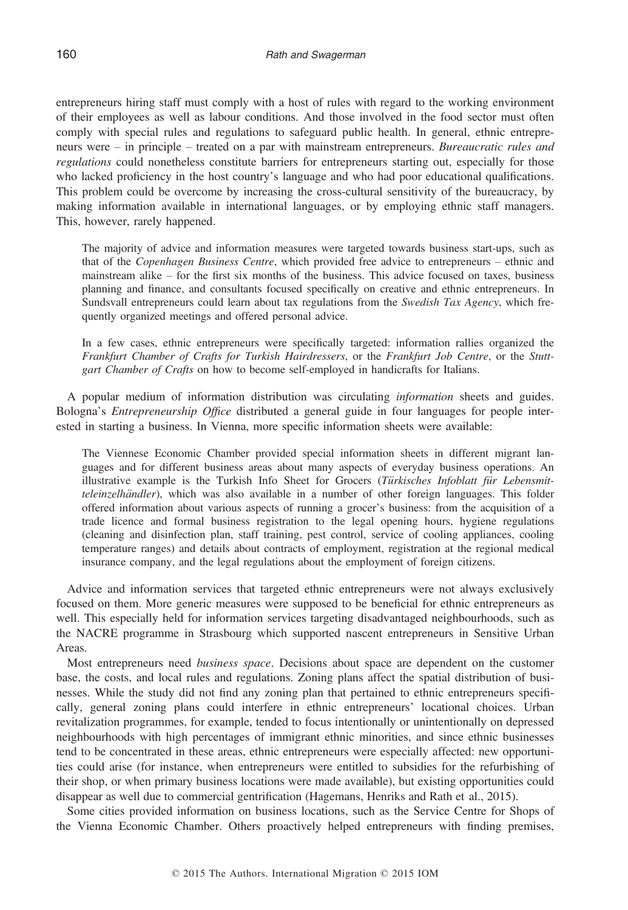entrepreneurs hiring staff must comply with a host of rules with regard to the working environment of their employees as well as labour conditions. And those involved in the food sector must often comply with special rules and regulations to safeguard public health. In general, ethnic entrepreneurs were – in principle – treated on a par with mainstream entrepreneurs. *Bureaucratic rules and regulations* could nonetheless constitute barriers for entrepreneurs starting out, especially for those who lacked proficiency in the host country's language and who had poor educational qualifications. This problem could be overcome by increasing the cross-cultural sensitivity of the bureaucracy, by making information available in international languages, or by employing ethnic staff managers. This, however, rarely happened.

> The majority of advice and information measures were targeted towards business start-ups, such as that of the *Copenhagen Business Centre*, which provided free advice to entrepreneurs – ethnic and mainstream alike – for the first six months of the business. This advice focused on taxes, business planning and finance, and consultants focused specifically on creative and ethnic entrepreneurs. In Sundsvall entrepreneurs could learn about tax regulations from the *Swedish Tax Agency*, which frequently organized meetings and offered personal advice.
>
> In a few cases, ethnic entrepreneurs were specifically targeted: information rallies organized the *Frankfurt Chamber of Crafts for Turkish Hairdressers*, or the *Frankfurt Job Centre*, or the *Stuttgart Chamber of Crafts* on how to become self-employed in handicrafts for Italians.

A popular medium of information distribution was circulating *information* sheets and guides. Bologna's *Entrepreneurship Office* distributed a general guide in four languages for people interested in starting a business. In Vienna, more specific information sheets were available:

> The Viennese Economic Chamber provided special information sheets in different migrant languages and for different business areas about many aspects of everyday business operations. An illustrative example is the Turkish Info Sheet for Grocers (*Türkisches Infoblatt für Lebensmitteleinzelhändler*), which was also available in a number of other foreign languages. This folder offered information about various aspects of running a grocer's business: from the acquisition of a trade licence and formal business registration to the legal opening hours, hygiene regulations (cleaning and disinfection plan, staff training, pest control, service of cooling appliances, cooling temperature ranges) and details about contracts of employment, registration at the regional medical insurance company, and the legal regulations about the employment of foreign citizens.

Advice and information services that targeted ethnic entrepreneurs were not always exclusively focused on them. More generic measures were supposed to be beneficial for ethnic entrepreneurs as well. This especially held for information services targeting disadvantaged neighbourhoods, such as the NACRE programme in Strasbourg which supported nascent entrepreneurs in Sensitive Urban Areas.

Most entrepreneurs need *business space*. Decisions about space are dependent on the customer base, the costs, and local rules and regulations. Zoning plans affect the spatial distribution of businesses. While the study did not find any zoning plan that pertained to ethnic entrepreneurs specifically, general zoning plans could interfere in ethnic entrepreneurs' locational choices. Urban revitalization programmes, for example, tended to focus intentionally or unintentionally on depressed neighbourhoods with high percentages of immigrant ethnic minorities, and since ethnic businesses tend to be concentrated in these areas, ethnic entrepreneurs were especially affected: new opportunities could arise (for instance, when entrepreneurs were entitled to subsidies for the refurbishing of their shop, or when primary business locations were made available), but existing opportunities could disappear as well due to commercial gentrification (Hagemans, Henriks and Rath et al., 2015).

Some cities provided information on business locations, such as the Service Centre for Shops of the Vienna Economic Chamber. Others proactively helped entrepreneurs with finding premises,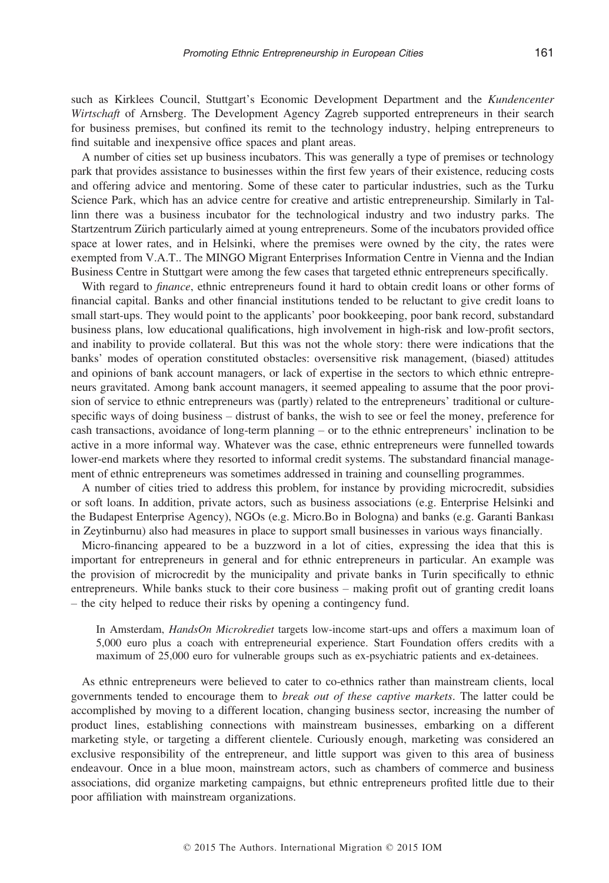such as Kirklees Council, Stuttgart's Economic Development Department and the *Kundencenter Wirtschaft* of Arnsberg. The Development Agency Zagreb supported entrepreneurs in their search for business premises, but confined its remit to the technology industry, helping entrepreneurs to find suitable and inexpensive office spaces and plant areas.

A number of cities set up business incubators. This was generally a type of premises or technology park that provides assistance to businesses within the first few years of their existence, reducing costs and offering advice and mentoring. Some of these cater to particular industries, such as the Turku Science Park, which has an advice centre for creative and artistic entrepreneurship. Similarly in Tallinn there was a business incubator for the technological industry and two industry parks. The Startzentrum Zürich particularly aimed at young entrepreneurs. Some of the incubators provided office space at lower rates, and in Helsinki, where the premises were owned by the city, the rates were exempted from V.A.T.. The MINGO Migrant Enterprises Information Centre in Vienna and the Indian Business Centre in Stuttgart were among the few cases that targeted ethnic entrepreneurs specifically.

With regard to *finance*, ethnic entrepreneurs found it hard to obtain credit loans or other forms of financial capital. Banks and other financial institutions tended to be reluctant to give credit loans to small start-ups. They would point to the applicants' poor bookkeeping, poor bank record, substandard business plans, low educational qualifications, high involvement in high-risk and low-profit sectors, and inability to provide collateral. But this was not the whole story: there were indications that the banks' modes of operation constituted obstacles: oversensitive risk management, (biased) attitudes and opinions of bank account managers, or lack of expertise in the sectors to which ethnic entrepreneurs gravitated. Among bank account managers, it seemed appealing to assume that the poor provision of service to ethnic entrepreneurs was (partly) related to the entrepreneurs' traditional or culture-specific ways of doing business – distrust of banks, the wish to see or feel the money, preference for cash transactions, avoidance of long-term planning – or to the ethnic entrepreneurs' inclination to be active in a more informal way. Whatever was the case, ethnic entrepreneurs were funnelled towards lower-end markets where they resorted to informal credit systems. The substandard financial management of ethnic entrepreneurs was sometimes addressed in training and counselling programmes.

A number of cities tried to address this problem, for instance by providing microcredit, subsidies or soft loans. In addition, private actors, such as business associations (e.g. Enterprise Helsinki and the Budapest Enterprise Agency), NGOs (e.g. Micro.Bo in Bologna) and banks (e.g. Garanti Bankası in Zeytinburnu) also had measures in place to support small businesses in various ways financially.

Micro-financing appeared to be a buzzword in a lot of cities, expressing the idea that this is important for entrepreneurs in general and for ethnic entrepreneurs in particular. An example was the provision of microcredit by the municipality and private banks in Turin specifically to ethnic entrepreneurs. While banks stuck to their core business – making profit out of granting credit loans – the city helped to reduce their risks by opening a contingency fund.

> In Amsterdam, *HandsOn Microkrediet* targets low-income start-ups and offers a maximum loan of 5,000 euro plus a coach with entrepreneurial experience. Start Foundation offers credits with a maximum of 25,000 euro for vulnerable groups such as ex-psychiatric patients and ex-detainees.

As ethnic entrepreneurs were believed to cater to co-ethnics rather than mainstream clients, local governments tended to encourage them to *break out of these captive markets*. The latter could be accomplished by moving to a different location, changing business sector, increasing the number of product lines, establishing connections with mainstream businesses, embarking on a different marketing style, or targeting a different clientele. Curiously enough, marketing was considered an exclusive responsibility of the entrepreneur, and little support was given to this area of business endeavour. Once in a blue moon, mainstream actors, such as chambers of commerce and business associations, did organize marketing campaigns, but ethnic entrepreneurs profited little due to their poor affiliation with mainstream organizations.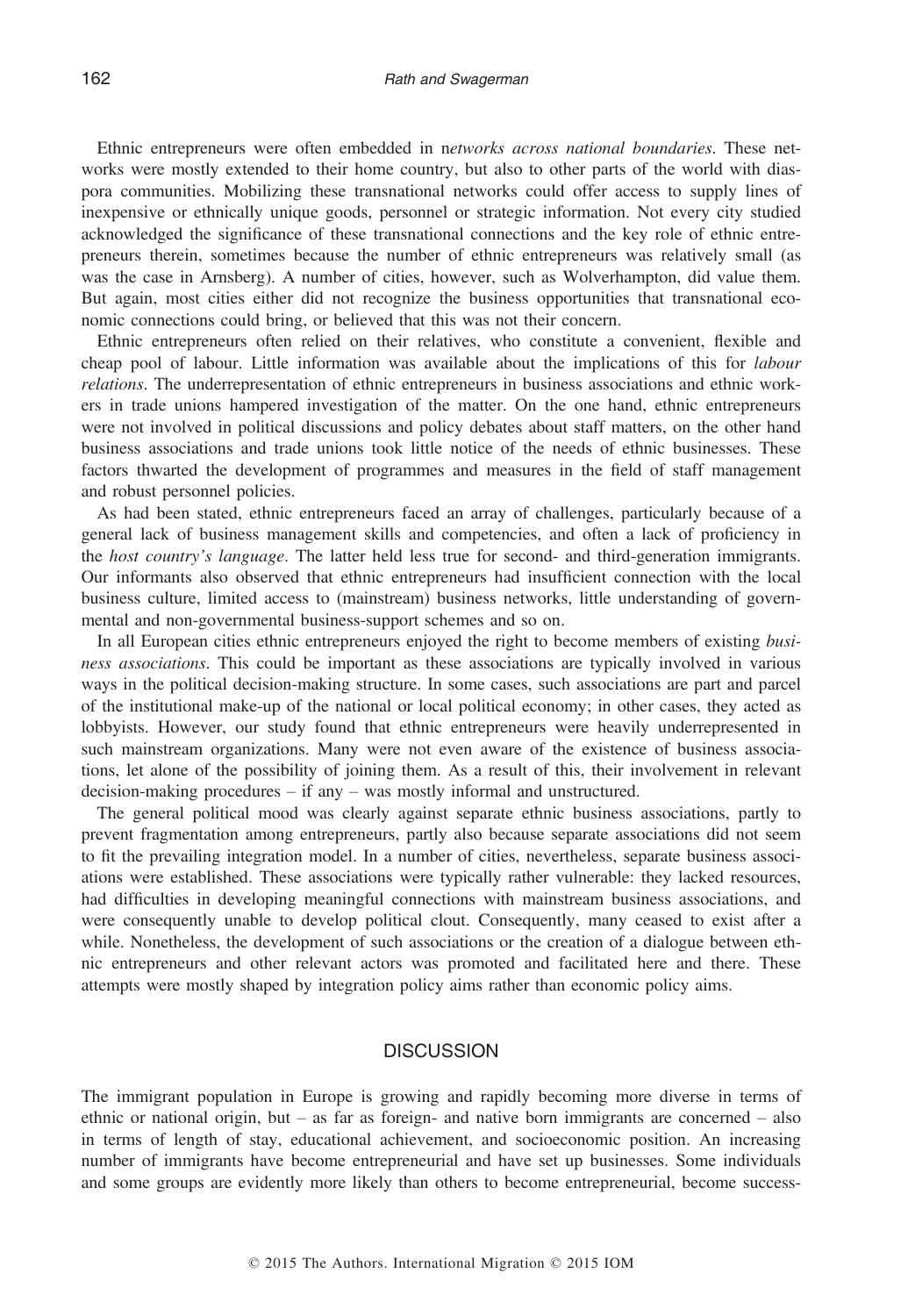Ethnic entrepreneurs were often embedded in n*etworks across national boundaries*. These networks were mostly extended to their home country, but also to other parts of the world with diaspora communities. Mobilizing these transnational networks could offer access to supply lines of inexpensive or ethnically unique goods, personnel or strategic information. Not every city studied acknowledged the significance of these transnational connections and the key role of ethnic entrepreneurs therein, sometimes because the number of ethnic entrepreneurs was relatively small (as was the case in Arnsberg). A number of cities, however, such as Wolverhampton, did value them. But again, most cities either did not recognize the business opportunities that transnational economic connections could bring, or believed that this was not their concern.

Ethnic entrepreneurs often relied on their relatives, who constitute a convenient, flexible and cheap pool of labour. Little information was available about the implications of this for *labour relations*. The underrepresentation of ethnic entrepreneurs in business associations and ethnic workers in trade unions hampered investigation of the matter. On the one hand, ethnic entrepreneurs were not involved in political discussions and policy debates about staff matters, on the other hand business associations and trade unions took little notice of the needs of ethnic businesses. These factors thwarted the development of programmes and measures in the field of staff management and robust personnel policies.

As had been stated, ethnic entrepreneurs faced an array of challenges, particularly because of a general lack of business management skills and competencies, and often a lack of proficiency in the *host country's language*. The latter held less true for second- and third-generation immigrants. Our informants also observed that ethnic entrepreneurs had insufficient connection with the local business culture, limited access to (mainstream) business networks, little understanding of governmental and non-governmental business-support schemes and so on.

In all European cities ethnic entrepreneurs enjoyed the right to become members of existing *business associations*. This could be important as these associations are typically involved in various ways in the political decision-making structure. In some cases, such associations are part and parcel of the institutional make-up of the national or local political economy; in other cases, they acted as lobbyists. However, our study found that ethnic entrepreneurs were heavily underrepresented in such mainstream organizations. Many were not even aware of the existence of business associations, let alone of the possibility of joining them. As a result of this, their involvement in relevant decision-making procedures – if any – was mostly informal and unstructured.

The general political mood was clearly against separate ethnic business associations, partly to prevent fragmentation among entrepreneurs, partly also because separate associations did not seem to fit the prevailing integration model. In a number of cities, nevertheless, separate business associations were established. These associations were typically rather vulnerable: they lacked resources, had difficulties in developing meaningful connections with mainstream business associations, and were consequently unable to develop political clout. Consequently, many ceased to exist after a while. Nonetheless, the development of such associations or the creation of a dialogue between ethnic entrepreneurs and other relevant actors was promoted and facilitated here and there. These attempts were mostly shaped by integration policy aims rather than economic policy aims.

## DISCUSSION

The immigrant population in Europe is growing and rapidly becoming more diverse in terms of ethnic or national origin, but – as far as foreign- and native born immigrants are concerned – also in terms of length of stay, educational achievement, and socioeconomic position. An increasing number of immigrants have become entrepreneurial and have set up businesses. Some individuals and some groups are evidently more likely than others to become entrepreneurial, become success-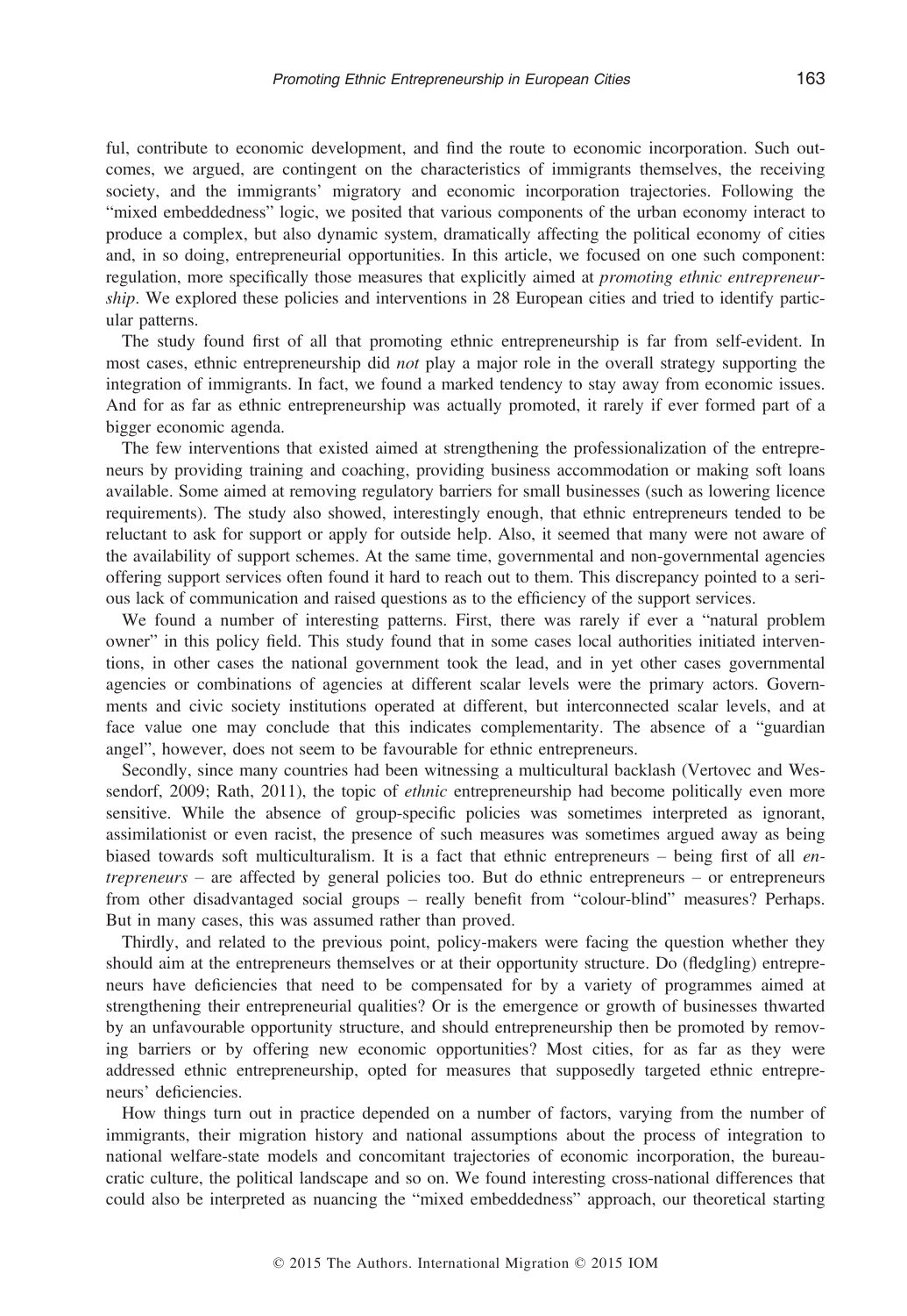ful, contribute to economic development, and find the route to economic incorporation. Such outcomes, we argued, are contingent on the characteristics of immigrants themselves, the receiving society, and the immigrants' migratory and economic incorporation trajectories. Following the "mixed embeddedness" logic, we posited that various components of the urban economy interact to produce a complex, but also dynamic system, dramatically affecting the political economy of cities and, in so doing, entrepreneurial opportunities. In this article, we focused on one such component: regulation, more specifically those measures that explicitly aimed at *promoting ethnic entrepreneurship*. We explored these policies and interventions in 28 European cities and tried to identify particular patterns.

The study found first of all that promoting ethnic entrepreneurship is far from self-evident. In most cases, ethnic entrepreneurship did *not* play a major role in the overall strategy supporting the integration of immigrants. In fact, we found a marked tendency to stay away from economic issues. And for as far as ethnic entrepreneurship was actually promoted, it rarely if ever formed part of a bigger economic agenda.

The few interventions that existed aimed at strengthening the professionalization of the entrepreneurs by providing training and coaching, providing business accommodation or making soft loans available. Some aimed at removing regulatory barriers for small businesses (such as lowering licence requirements). The study also showed, interestingly enough, that ethnic entrepreneurs tended to be reluctant to ask for support or apply for outside help. Also, it seemed that many were not aware of the availability of support schemes. At the same time, governmental and non-governmental agencies offering support services often found it hard to reach out to them. This discrepancy pointed to a serious lack of communication and raised questions as to the efficiency of the support services.

We found a number of interesting patterns. First, there was rarely if ever a "natural problem owner" in this policy field. This study found that in some cases local authorities initiated interventions, in other cases the national government took the lead, and in yet other cases governmental agencies or combinations of agencies at different scalar levels were the primary actors. Governments and civic society institutions operated at different, but interconnected scalar levels, and at face value one may conclude that this indicates complementarity. The absence of a "guardian angel", however, does not seem to be favourable for ethnic entrepreneurs.

Secondly, since many countries had been witnessing a multicultural backlash (Vertovec and Wessendorf, 2009; Rath, 2011), the topic of *ethnic* entrepreneurship had become politically even more sensitive. While the absence of group-specific policies was sometimes interpreted as ignorant, assimilationist or even racist, the presence of such measures was sometimes argued away as being biased towards soft multiculturalism. It is a fact that ethnic entrepreneurs – being first of all *entrepreneurs* – are affected by general policies too. But do ethnic entrepreneurs – or entrepreneurs from other disadvantaged social groups – really benefit from "colour-blind" measures? Perhaps. But in many cases, this was assumed rather than proved.

Thirdly, and related to the previous point, policy-makers were facing the question whether they should aim at the entrepreneurs themselves or at their opportunity structure. Do (fledgling) entrepreneurs have deficiencies that need to be compensated for by a variety of programmes aimed at strengthening their entrepreneurial qualities? Or is the emergence or growth of businesses thwarted by an unfavourable opportunity structure, and should entrepreneurship then be promoted by removing barriers or by offering new economic opportunities? Most cities, for as far as they were addressed ethnic entrepreneurship, opted for measures that supposedly targeted ethnic entrepreneurs' deficiencies.

How things turn out in practice depended on a number of factors, varying from the number of immigrants, their migration history and national assumptions about the process of integration to national welfare-state models and concomitant trajectories of economic incorporation, the bureaucratic culture, the political landscape and so on. We found interesting cross-national differences that could also be interpreted as nuancing the "mixed embeddedness" approach, our theoretical starting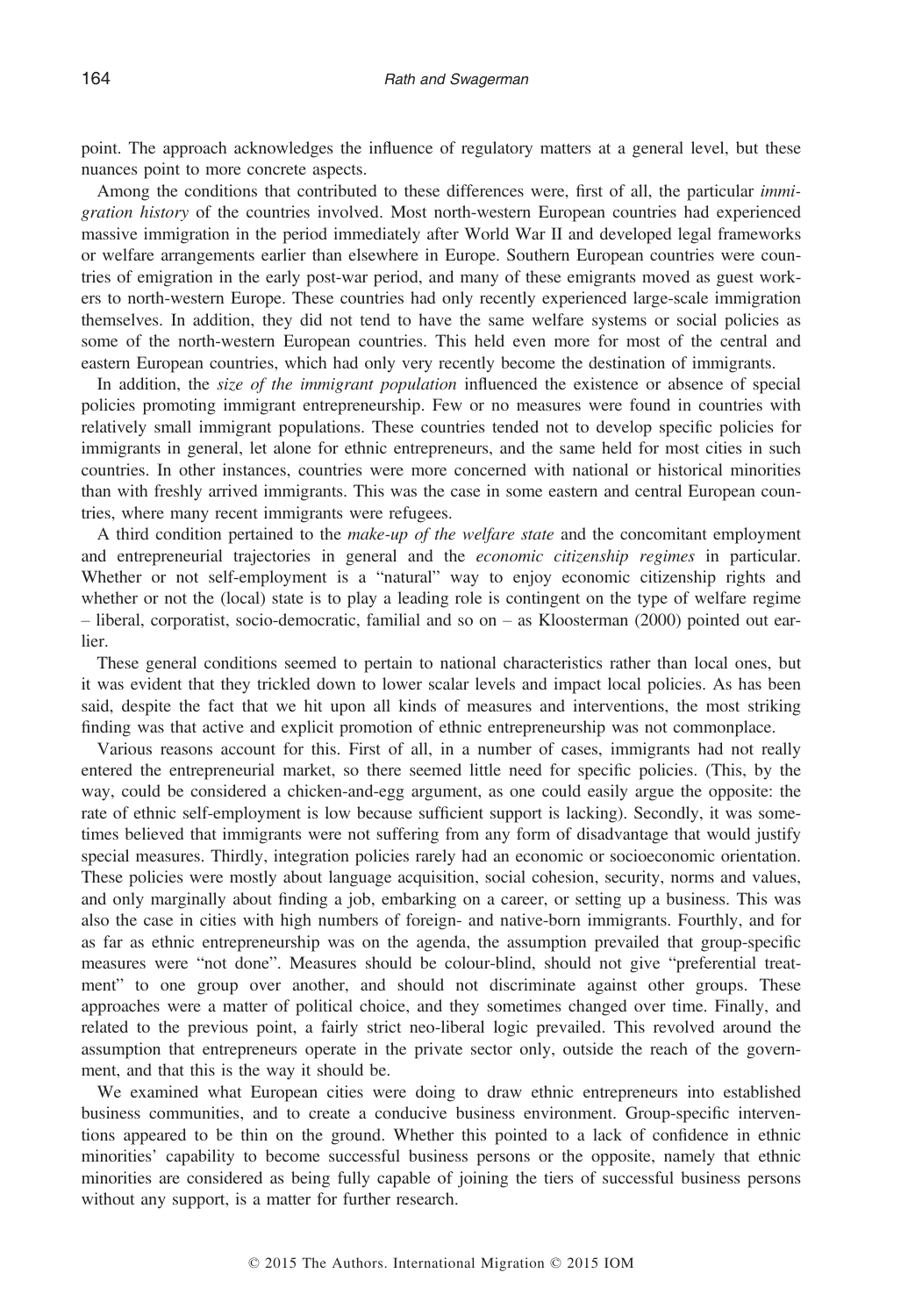point. The approach acknowledges the influence of regulatory matters at a general level, but these nuances point to more concrete aspects.

Among the conditions that contributed to these differences were, first of all, the particular *immigration history* of the countries involved. Most north-western European countries had experienced massive immigration in the period immediately after World War II and developed legal frameworks or welfare arrangements earlier than elsewhere in Europe. Southern European countries were countries of emigration in the early post-war period, and many of these emigrants moved as guest workers to north-western Europe. These countries had only recently experienced large-scale immigration themselves. In addition, they did not tend to have the same welfare systems or social policies as some of the north-western European countries. This held even more for most of the central and eastern European countries, which had only very recently become the destination of immigrants.

In addition, the *size of the immigrant population* influenced the existence or absence of special policies promoting immigrant entrepreneurship. Few or no measures were found in countries with relatively small immigrant populations. These countries tended not to develop specific policies for immigrants in general, let alone for ethnic entrepreneurs, and the same held for most cities in such countries. In other instances, countries were more concerned with national or historical minorities than with freshly arrived immigrants. This was the case in some eastern and central European countries, where many recent immigrants were refugees.

A third condition pertained to the *make-up of the welfare state* and the concomitant employment and entrepreneurial trajectories in general and the *economic citizenship regimes* in particular. Whether or not self-employment is a "natural" way to enjoy economic citizenship rights and whether or not the (local) state is to play a leading role is contingent on the type of welfare regime – liberal, corporatist, socio-democratic, familial and so on – as Kloosterman (2000) pointed out earlier.

These general conditions seemed to pertain to national characteristics rather than local ones, but it was evident that they trickled down to lower scalar levels and impact local policies. As has been said, despite the fact that we hit upon all kinds of measures and interventions, the most striking finding was that active and explicit promotion of ethnic entrepreneurship was not commonplace.

Various reasons account for this. First of all, in a number of cases, immigrants had not really entered the entrepreneurial market, so there seemed little need for specific policies. (This, by the way, could be considered a chicken-and-egg argument, as one could easily argue the opposite: the rate of ethnic self-employment is low because sufficient support is lacking). Secondly, it was sometimes believed that immigrants were not suffering from any form of disadvantage that would justify special measures. Thirdly, integration policies rarely had an economic or socioeconomic orientation. These policies were mostly about language acquisition, social cohesion, security, norms and values, and only marginally about finding a job, embarking on a career, or setting up a business. This was also the case in cities with high numbers of foreign- and native-born immigrants. Fourthly, and for as far as ethnic entrepreneurship was on the agenda, the assumption prevailed that group-specific measures were "not done". Measures should be colour-blind, should not give "preferential treatment" to one group over another, and should not discriminate against other groups. These approaches were a matter of political choice, and they sometimes changed over time. Finally, and related to the previous point, a fairly strict neo-liberal logic prevailed. This revolved around the assumption that entrepreneurs operate in the private sector only, outside the reach of the government, and that this is the way it should be.

We examined what European cities were doing to draw ethnic entrepreneurs into established business communities, and to create a conducive business environment. Group-specific interventions appeared to be thin on the ground. Whether this pointed to a lack of confidence in ethnic minorities' capability to become successful business persons or the opposite, namely that ethnic minorities are considered as being fully capable of joining the tiers of successful business persons without any support, is a matter for further research.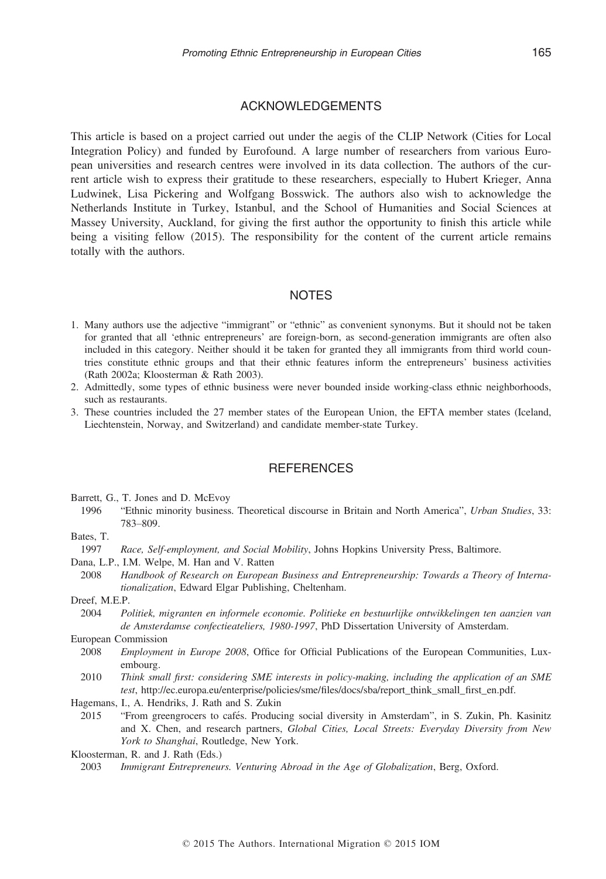## ACKNOWLEDGEMENTS

This article is based on a project carried out under the aegis of the CLIP Network (Cities for Local Integration Policy) and funded by Eurofound. A large number of researchers from various European universities and research centres were involved in its data collection. The authors of the current article wish to express their gratitude to these researchers, especially to Hubert Krieger, Anna Ludwinek, Lisa Pickering and Wolfgang Bosswick. The authors also wish to acknowledge the Netherlands Institute in Turkey, Istanbul, and the School of Humanities and Social Sciences at Massey University, Auckland, for giving the first author the opportunity to finish this article while being a visiting fellow (2015). The responsibility for the content of the current article remains totally with the authors.

## NOTES

1. Many authors use the adjective "immigrant" or "ethnic" as convenient synonyms. But it should not be taken for granted that all 'ethnic entrepreneurs' are foreign-born, as second-generation immigrants are often also included in this category. Neither should it be taken for granted they all immigrants from third world countries constitute ethnic groups and that their ethnic features inform the entrepreneurs' business activities (Rath 2002a; Kloosterman & Rath 2003).
2. Admittedly, some types of ethnic business were never bounded inside working-class ethnic neighborhoods, such as restaurants.
3. These countries included the 27 member states of the European Union, the EFTA member states (Iceland, Liechtenstein, Norway, and Switzerland) and candidate member-state Turkey.

## REFERENCES

Barrett, G., T. Jones and D. McEvoy
1996 "Ethnic minority business. Theoretical discourse in Britain and North America", *Urban Studies*, 33: 783–809.

Bates, T.
1997 *Race, Self-employment, and Social Mobility*, Johns Hopkins University Press, Baltimore.

Dana, L.P., I.M. Welpe, M. Han and V. Ratten
2008 *Handbook of Research on European Business and Entrepreneurship: Towards a Theory of Internationalization*, Edward Elgar Publishing, Cheltenham.

Dreef, M.E.P.
2004 *Politiek, migranten en informele economie. Politieke en bestuurlijke ontwikkelingen ten aanzien van de Amsterdamse confectieateliers, 1980-1997*, PhD Dissertation University of Amsterdam.

European Commission
2008 *Employment in Europe 2008*, Office for Official Publications of the European Communities, Luxembourg.
2010 *Think small first: considering SME interests in policy-making, including the application of an SME test*, http://ec.europa.eu/enterprise/policies/sme/files/docs/sba/report_think_small_first_en.pdf.

Hagemans, I., A. Hendriks, J. Rath and S. Zukin
2015 "From greengrocers to cafés. Producing social diversity in Amsterdam", in S. Zukin, Ph. Kasinitz and X. Chen, and research partners, *Global Cities, Local Streets: Everyday Diversity from New York to Shanghai*, Routledge, New York.

Kloosterman, R. and J. Rath (Eds.)
2003 *Immigrant Entrepreneurs. Venturing Abroad in the Age of Globalization*, Berg, Oxford.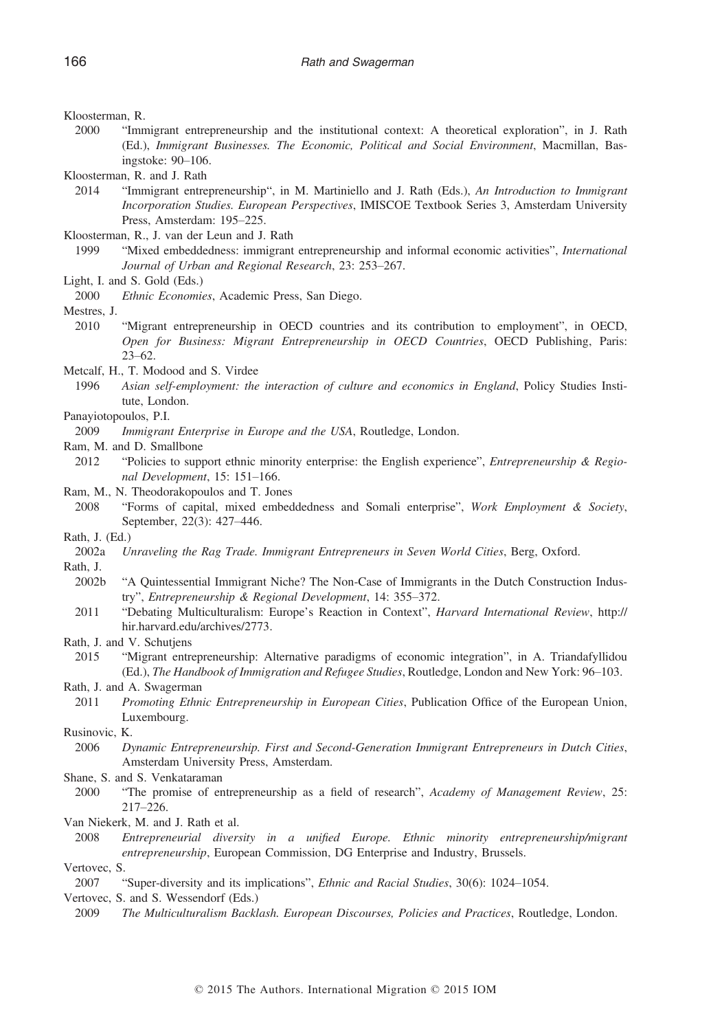Kloosterman, R.

2000 "Immigrant entrepreneurship and the institutional context: A theoretical exploration", in J. Rath (Ed.), *Immigrant Businesses. The Economic, Political and Social Environment*, Macmillan, Basingstoke: 90–106.

Kloosterman, R. and J. Rath

2014 "Immigrant entrepreneurship", in M. Martiniello and J. Rath (Eds.), *An Introduction to Immigrant Incorporation Studies. European Perspectives*, IMISCOE Textbook Series 3, Amsterdam University Press, Amsterdam: 195–225.

Kloosterman, R., J. van der Leun and J. Rath

1999 "Mixed embeddedness: immigrant entrepreneurship and informal economic activities", *International Journal of Urban and Regional Research*, 23: 253–267.

Light, I. and S. Gold (Eds.)

2000 *Ethnic Economies*, Academic Press, San Diego.

Mestres, J.

2010 "Migrant entrepreneurship in OECD countries and its contribution to employment", in OECD, *Open for Business: Migrant Entrepreneurship in OECD Countries*, OECD Publishing, Paris: 23–62.

Metcalf, H., T. Modood and S. Virdee

1996 *Asian self-employment: the interaction of culture and economics in England*, Policy Studies Institute, London.

Panayiotopoulos, P.I.

2009 *Immigrant Enterprise in Europe and the USA*, Routledge, London.

Ram, M. and D. Smallbone

2012 "Policies to support ethnic minority enterprise: the English experience", *Entrepreneurship & Regional Development*, 15: 151–166.

Ram, M., N. Theodorakopoulos and T. Jones

2008 "Forms of capital, mixed embeddedness and Somali enterprise", *Work Employment & Society*, September, 22(3): 427–446.

Rath, J. (Ed.)

2002a *Unraveling the Rag Trade. Immigrant Entrepreneurs in Seven World Cities*, Berg, Oxford.

Rath, J.

2002b "A Quintessential Immigrant Niche? The Non-Case of Immigrants in the Dutch Construction Industry", *Entrepreneurship & Regional Development*, 14: 355–372.

2011 "Debating Multiculturalism: Europe's Reaction in Context", *Harvard International Review*, http://hir.harvard.edu/archives/2773.

Rath, J. and V. Schutjens

2015 "Migrant entrepreneurship: Alternative paradigms of economic integration", in A. Triandafyllidou (Ed.), *The Handbook of Immigration and Refugee Studies*, Routledge, London and New York: 96–103.

Rath, J. and A. Swagerman

2011 *Promoting Ethnic Entrepreneurship in European Cities*, Publication Office of the European Union, Luxembourg.

Rusinovic, K.

2006 *Dynamic Entrepreneurship. First and Second-Generation Immigrant Entrepreneurs in Dutch Cities*, Amsterdam University Press, Amsterdam.

Shane, S. and S. Venkataraman

2000 "The promise of entrepreneurship as a field of research", *Academy of Management Review*, 25: 217–226.

Van Niekerk, M. and J. Rath et al.

2008 *Entrepreneurial diversity in a unified Europe. Ethnic minority entrepreneurship/migrant entrepreneurship*, European Commission, DG Enterprise and Industry, Brussels.

Vertovec, S.

2007 "Super-diversity and its implications", *Ethnic and Racial Studies*, 30(6): 1024–1054.

Vertovec, S. and S. Wessendorf (Eds.)

2009 *The Multiculturalism Backlash. European Discourses, Policies and Practices*, Routledge, London.